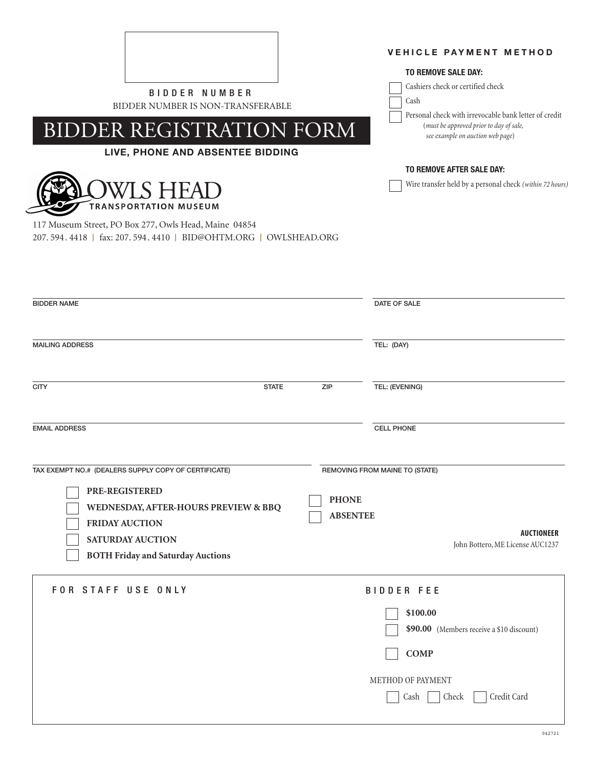BIDDER NUMBER

BIDDER NUMBER IS NON-TRANSFERABLE

# BIDDER REGISTRATION FORM

**LIVE, PHONE AND ABSENTEE BIDDING**

OWLS HEAD TRANSPORTATION MUSEUM

117 Museum Street, PO Box 277, Owls Head, Maine 04854

207. 594. 4418 | fax: 207. 594. 4410 | BID@OHTM.ORG | OWLSHEAD.ORG

## VEHICLE PAYMENT METHOD

**TO REMOVE SALE DAY:**

- [ ] Cashiers check or certified check
- [ ] Cash
- [ ] Personal check with irrevocable bank letter of credit (*must be approved prior to day of sale, see example on auction web page*)

**TO REMOVE AFTER SALE DAY:**

- [ ] Wire transfer held by a personal check *(within 72 hours)*

BIDDER NAME

DATE OF SALE

MAILING ADDRESS

TEL: (DAY)

CITY | STATE | ZIP

TEL: (EVENING)

EMAIL ADDRESS

CELL PHONE

TAX EXEMPT NO.# (DEALERS SUPPLY COPY OF CERTIFICATE)

REMOVING FROM MAINE TO (STATE)

- [ ] **PRE-REGISTERED**
- [ ] **WEDNESDAY, AFTER-HOURS PREVIEW & BBQ**
- [ ] **FRIDAY AUCTION**
- [ ] **SATURDAY AUCTION**
- [ ] **BOTH Friday and Saturday Auctions**

- [ ] **PHONE**
- [ ] **ABSENTEE**

**AUCTIONEER**

John Bottero, ME License AUC1237

## FOR STAFF USE ONLY

### BIDDER FEE

- [ ] **$100.00**
- [ ] **$90.00** (Members receive a $10 discount)
- [ ] **COMP**

METHOD OF PAYMENT

- [ ] Cash
- [ ] Check
- [ ] Credit Card

042721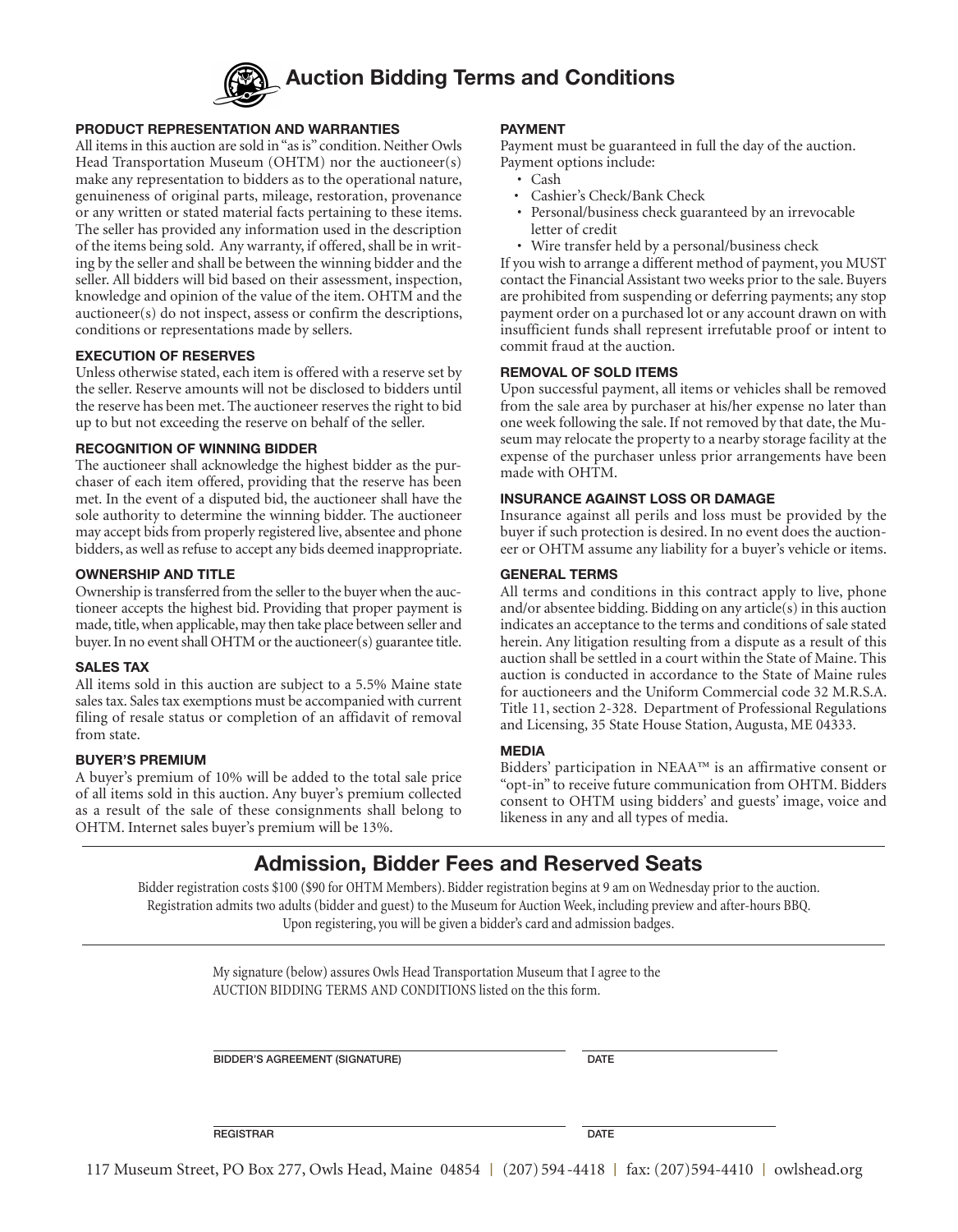# Auction Bidding Terms and Conditions

### PRODUCT REPRESENTATION AND WARRANTIES

All items in this auction are sold in "as is" condition. Neither Owls Head Transportation Museum (OHTM) nor the auctioneer(s) make any representation to bidders as to the operational nature, genuineness of original parts, mileage, restoration, provenance or any written or stated material facts pertaining to these items. The seller has provided any information used in the description of the items being sold. Any warranty, if offered, shall be in writing by the seller and shall be between the winning bidder and the seller. All bidders will bid based on their assessment, inspection, knowledge and opinion of the value of the item. OHTM and the auctioneer(s) do not inspect, assess or confirm the descriptions, conditions or representations made by sellers.

### EXECUTION OF RESERVES

Unless otherwise stated, each item is offered with a reserve set by the seller. Reserve amounts will not be disclosed to bidders until the reserve has been met. The auctioneer reserves the right to bid up to but not exceeding the reserve on behalf of the seller.

### RECOGNITION OF WINNING BIDDER

The auctioneer shall acknowledge the highest bidder as the purchaser of each item offered, providing that the reserve has been met. In the event of a disputed bid, the auctioneer shall have the sole authority to determine the winning bidder. The auctioneer may accept bids from properly registered live, absentee and phone bidders, as well as refuse to accept any bids deemed inappropriate.

### OWNERSHIP AND TITLE

Ownership is transferred from the seller to the buyer when the auctioneer accepts the highest bid. Providing that proper payment is made, title, when applicable, may then take place between seller and buyer. In no event shall OHTM or the auctioneer(s) guarantee title.

### SALES TAX

All items sold in this auction are subject to a 5.5% Maine state sales tax. Sales tax exemptions must be accompanied with current filing of resale status or completion of an affidavit of removal from state.

### BUYER'S PREMIUM

A buyer's premium of 10% will be added to the total sale price of all items sold in this auction. Any buyer's premium collected as a result of the sale of these consignments shall belong to OHTM. Internet sales buyer's premium will be 13%.

### PAYMENT

Payment must be guaranteed in full the day of the auction. Payment options include:

- Cash
- Cashier's Check/Bank Check
- Personal/business check guaranteed by an irrevocable letter of credit
- Wire transfer held by a personal/business check

If you wish to arrange a different method of payment, you MUST contact the Financial Assistant two weeks prior to the sale. Buyers are prohibited from suspending or deferring payments; any stop payment order on a purchased lot or any account drawn on with insufficient funds shall represent irrefutable proof or intent to commit fraud at the auction.

### REMOVAL OF SOLD ITEMS

Upon successful payment, all items or vehicles shall be removed from the sale area by purchaser at his/her expense no later than one week following the sale. If not removed by that date, the Museum may relocate the property to a nearby storage facility at the expense of the purchaser unless prior arrangements have been made with OHTM.

### INSURANCE AGAINST LOSS OR DAMAGE

Insurance against all perils and loss must be provided by the buyer if such protection is desired. In no event does the auctioneer or OHTM assume any liability for a buyer's vehicle or items.

### GENERAL TERMS

All terms and conditions in this contract apply to live, phone and/or absentee bidding. Bidding on any article(s) in this auction indicates an acceptance to the terms and conditions of sale stated herein. Any litigation resulting from a dispute as a result of this auction shall be settled in a court within the State of Maine. This auction is conducted in accordance to the State of Maine rules for auctioneers and the Uniform Commercial code 32 M.R.S.A. Title 11, section 2-328. Department of Professional Regulations and Licensing, 35 State House Station, Augusta, ME 04333.

### MEDIA

Bidders' participation in NEAA™ is an affirmative consent or "opt-in" to receive future communication from OHTM. Bidders consent to OHTM using bidders' and guests' image, voice and likeness in any and all types of media.

## Admission, Bidder Fees and Reserved Seats

Bidder registration costs $100 ($90 for OHTM Members). Bidder registration begins at 9 am on Wednesday prior to the auction. Registration admits two adults (bidder and guest) to the Museum for Auction Week, including preview and after-hours BBQ. Upon registering, you will be given a bidder's card and admission badges.

My signature (below) assures Owls Head Transportation Museum that I agree to the AUCTION BIDDING TERMS AND CONDITIONS listed on the this form.

BIDDER'S AGREEMENT (SIGNATURE) ____________________ DATE ____________

REGISTRAR ____________________ DATE ____________

117 Museum Street, PO Box 277, Owls Head, Maine 04854 | (207) 594-4418 | fax: (207)594-4410 | owlshead.org